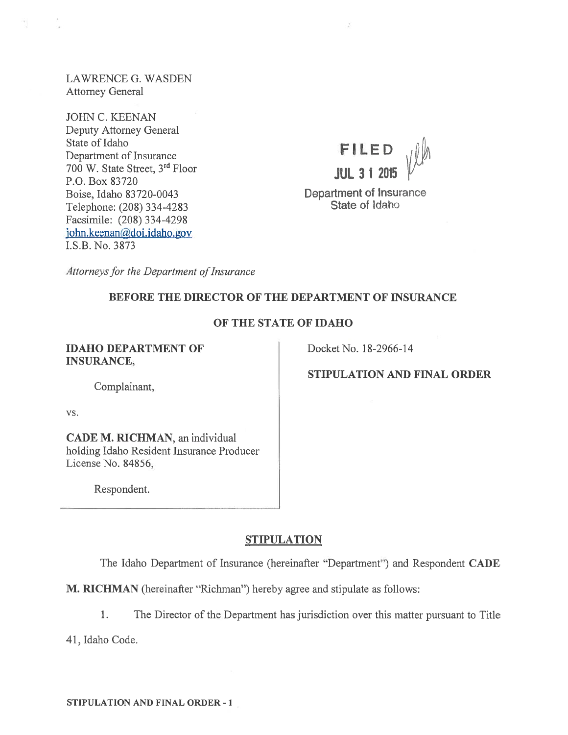LAWRENCE G. WASDEN
Attorney General

JOHN C. KEENAN
Deputy Attorney General
State of Idaho
Department of Insurance
700 W. State Street, 3rd Floor
P.O. Box 83720
Boise, Idaho 83720-0043
Telephone: (208) 334-4283
Facsimile: (208) 334-4298
john.keenan@doi.idaho.gov
I.S.B. No. 3873

FILED
JUL 31 2015
Department of Insurance
State of Idaho

*Attorneys for the Department of Insurance*

**BEFORE THE DIRECTOR OF THE DEPARTMENT OF INSURANCE**

**OF THE STATE OF IDAHO**

**IDAHO DEPARTMENT OF INSURANCE,**

Complainant,

vs.

**CADE M. RICHMAN**, an individual holding Idaho Resident Insurance Producer License No. 84856,

Respondent.

Docket No. 18-2966-14

**STIPULATION AND FINAL ORDER**

## STIPULATION

The Idaho Department of Insurance (hereinafter "Department") and Respondent **CADE M. RICHMAN** (hereinafter "Richman") hereby agree and stipulate as follows:

1. The Director of the Department has jurisdiction over this matter pursuant to Title 41, Idaho Code.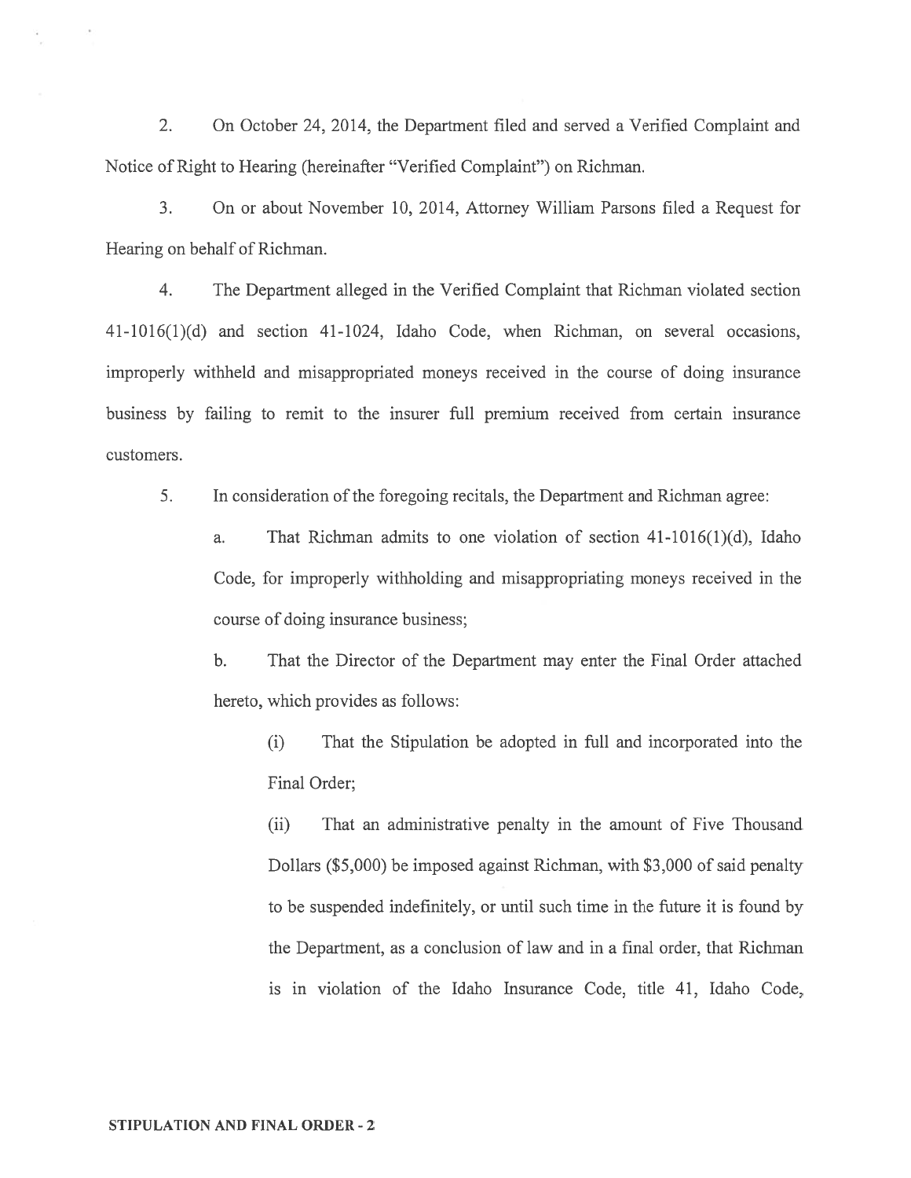2. On October 24, 2014, the Department filed and served a Verified Complaint and Notice of Right to Hearing (hereinafter "Verified Complaint") on Richman.

3. On or about November 10, 2014, Attorney William Parsons filed a Request for Hearing on behalf of Richman.

4. The Department alleged in the Verified Complaint that Richman violated section 41-1016(1)(d) and section 41-1024, Idaho Code, when Richman, on several occasions, improperly withheld and misappropriated moneys received in the course of doing insurance business by failing to remit to the insurer full premium received from certain insurance customers.

5. In consideration of the foregoing recitals, the Department and Richman agree:

   a. That Richman admits to one violation of section 41-1016(1)(d), Idaho Code, for improperly withholding and misappropriating moneys received in the course of doing insurance business;

   b. That the Director of the Department may enter the Final Order attached hereto, which provides as follows:

      (i) That the Stipulation be adopted in full and incorporated into the Final Order;

      (ii) That an administrative penalty in the amount of Five Thousand Dollars ($5,000) be imposed against Richman, with $3,000 of said penalty to be suspended indefinitely, or until such time in the future it is found by the Department, as a conclusion of law and in a final order, that Richman is in violation of the Idaho Insurance Code, title 41, Idaho Code,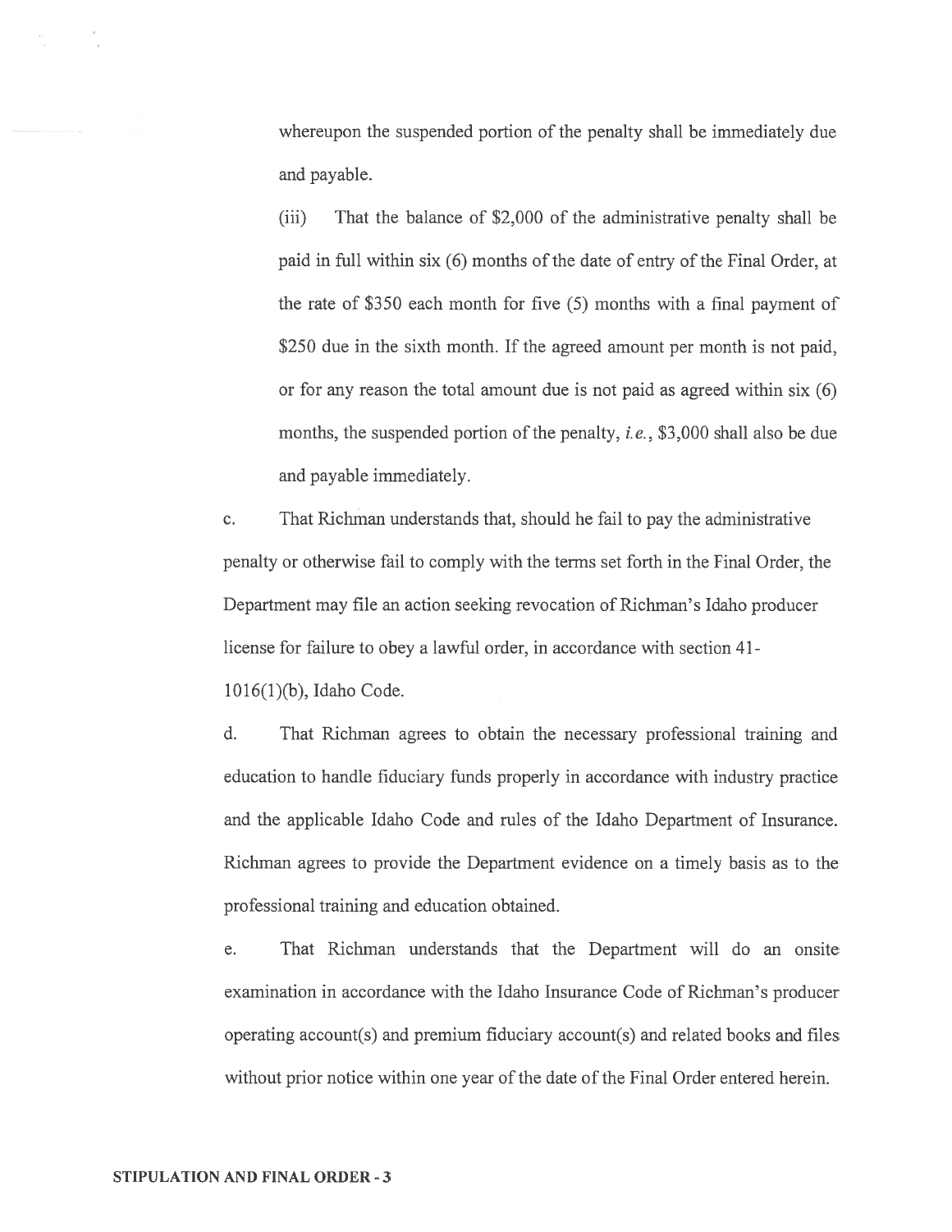whereupon the suspended portion of the penalty shall be immediately due and payable.

(iii) That the balance of $2,000 of the administrative penalty shall be paid in full within six (6) months of the date of entry of the Final Order, at the rate of $350 each month for five (5) months with a final payment of $250 due in the sixth month. If the agreed amount per month is not paid, or for any reason the total amount due is not paid as agreed within six (6) months, the suspended portion of the penalty, *i.e.*, $3,000 shall also be due and payable immediately.

c. That Richman understands that, should he fail to pay the administrative penalty or otherwise fail to comply with the terms set forth in the Final Order, the Department may file an action seeking revocation of Richman's Idaho producer license for failure to obey a lawful order, in accordance with section 41-1016(1)(b), Idaho Code.

d. That Richman agrees to obtain the necessary professional training and education to handle fiduciary funds properly in accordance with industry practice and the applicable Idaho Code and rules of the Idaho Department of Insurance. Richman agrees to provide the Department evidence on a timely basis as to the professional training and education obtained.

e. That Richman understands that the Department will do an onsite examination in accordance with the Idaho Insurance Code of Richman's producer operating account(s) and premium fiduciary account(s) and related books and files without prior notice within one year of the date of the Final Order entered herein.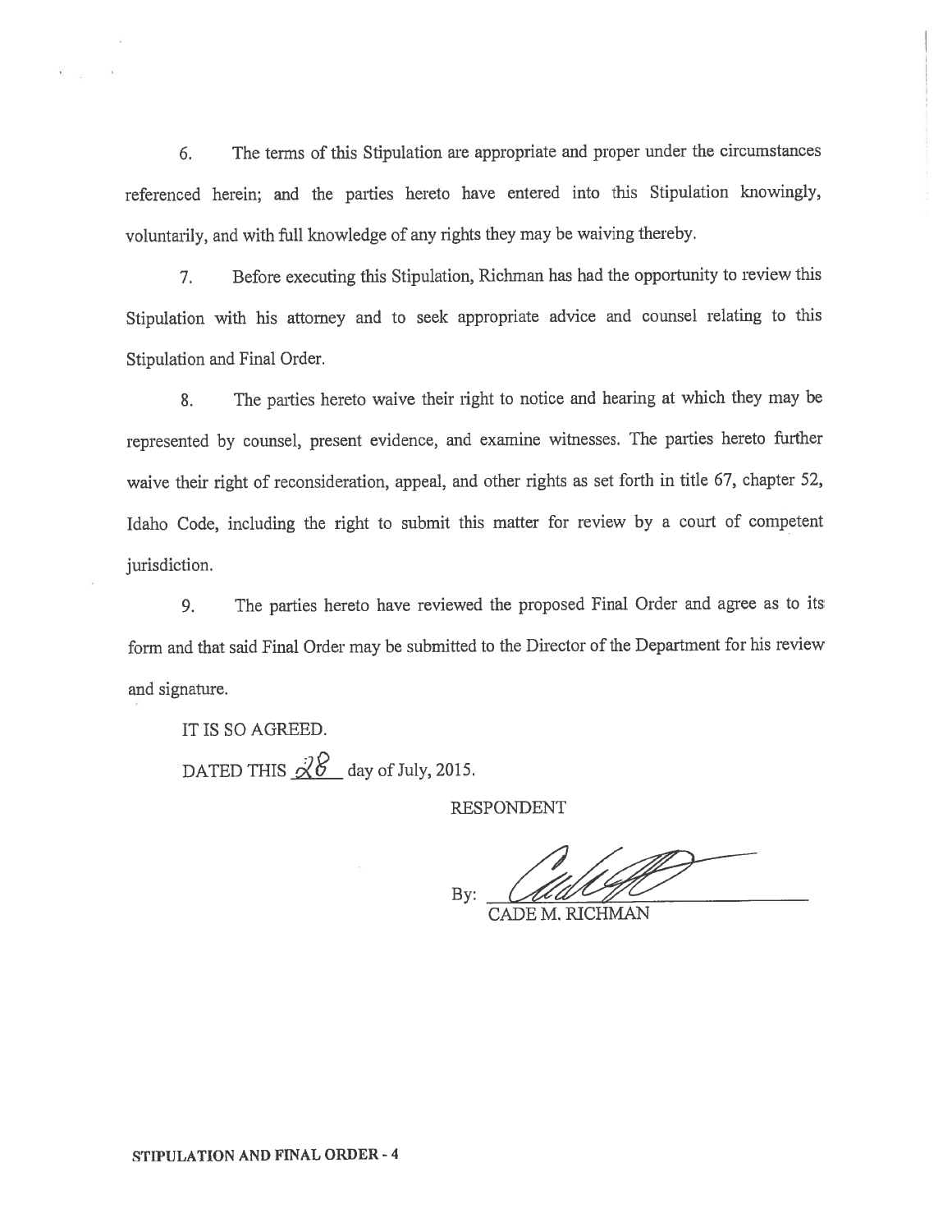6. The terms of this Stipulation are appropriate and proper under the circumstances referenced herein; and the parties hereto have entered into this Stipulation knowingly, voluntarily, and with full knowledge of any rights they may be waiving thereby.

7. Before executing this Stipulation, Richman has had the opportunity to review this Stipulation with his attorney and to seek appropriate advice and counsel relating to this Stipulation and Final Order.

8. The parties hereto waive their right to notice and hearing at which they may be represented by counsel, present evidence, and examine witnesses. The parties hereto further waive their right of reconsideration, appeal, and other rights as set forth in title 67, chapter 52, Idaho Code, including the right to submit this matter for review by a court of competent jurisdiction.

9. The parties hereto have reviewed the proposed Final Order and agree as to its form and that said Final Order may be submitted to the Director of the Department for his review and signature.

IT IS SO AGREED.

DATED THIS 28 day of July, 2015.

RESPONDENT

By: ______________________

CADE M. RICHMAN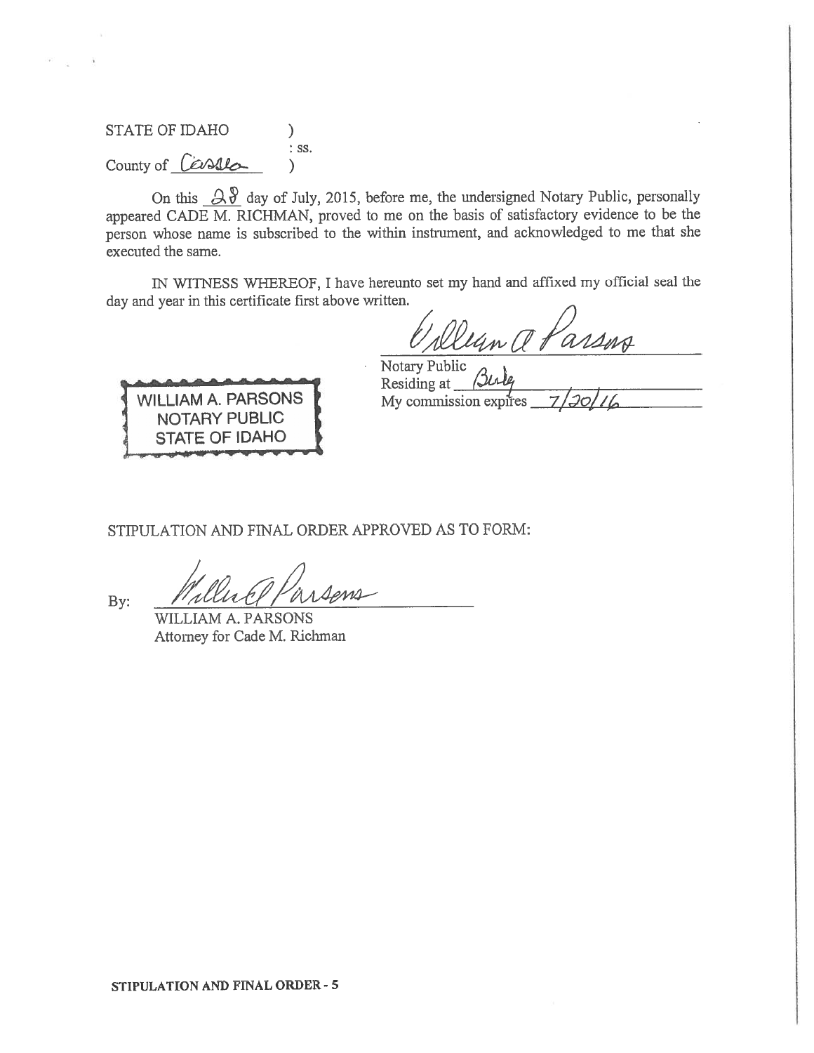STATE OF IDAHO )
: ss.
County of Cassia )

On this 28 day of July, 2015, before me, the undersigned Notary Public, personally appeared CADE M. RICHMAN, proved to me on the basis of satisfactory evidence to be the person whose name is subscribed to the within instrument, and acknowledged to me that she executed the same.

IN WITNESS WHEREOF, I have hereunto set my hand and affixed my official seal the day and year in this certificate first above written.

William A Parsons

Notary Public
Residing at Burley
My commission expires 7/20/16

WILLIAM A. PARSONS
NOTARY PUBLIC
STATE OF IDAHO

STIPULATION AND FINAL ORDER APPROVED AS TO FORM:

By: William A Parsons

WILLIAM A. PARSONS
Attorney for Cade M. Richman

**STIPULATION AND FINAL ORDER - 5**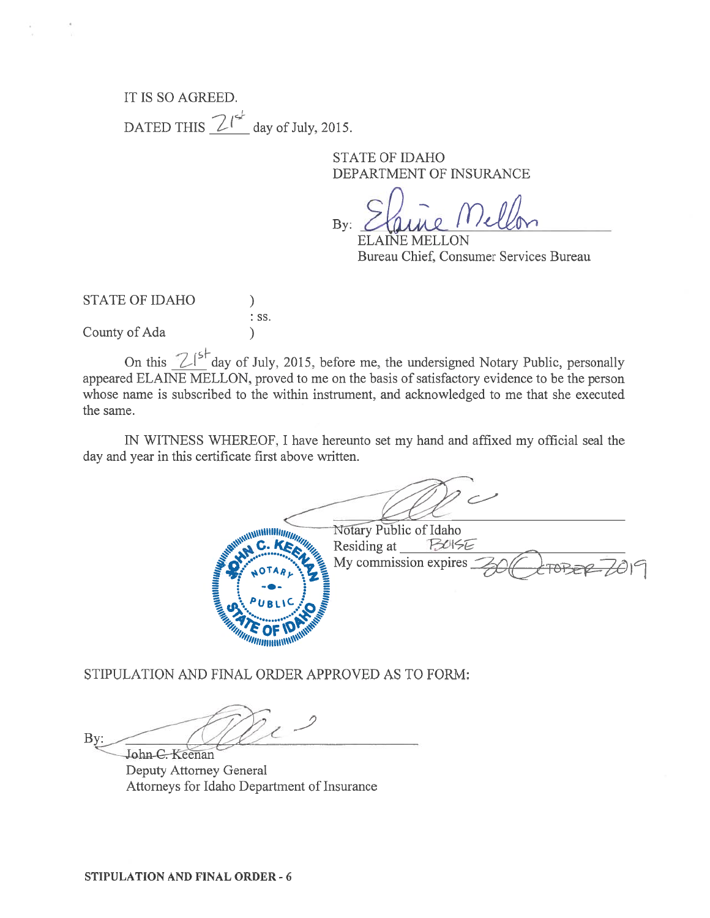IT IS SO AGREED.

DATED THIS 21st day of July, 2015.

STATE OF IDAHO
DEPARTMENT OF INSURANCE

By: Elaine Mellon
ELAINE MELLON
Bureau Chief, Consumer Services Bureau

STATE OF IDAHO )
: ss.
County of Ada )

On this 21st day of July, 2015, before me, the undersigned Notary Public, personally appeared ELAINE MELLON, proved to me on the basis of satisfactory evidence to be the person whose name is subscribed to the within instrument, and acknowledged to me that she executed the same.

IN WITNESS WHEREOF, I have hereunto set my hand and affixed my official seal the day and year in this certificate first above written.

Notary Public of Idaho
Residing at BOISE
My commission expires 30 OCTOBER 2019

JOHN C. KEENAN NOTARY PUBLIC STATE OF IDAHO

STIPULATION AND FINAL ORDER APPROVED AS TO FORM:

By:
John C. Keenan
Deputy Attorney General
Attorneys for Idaho Department of Insurance

**STIPULATION AND FINAL ORDER - 6**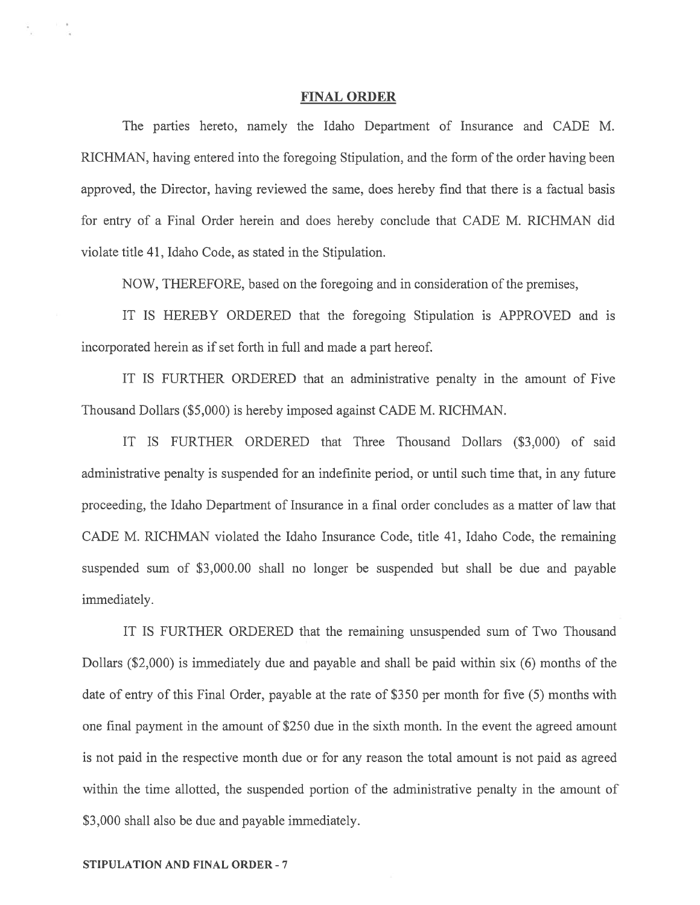**FINAL ORDER**

The parties hereto, namely the Idaho Department of Insurance and CADE M. RICHMAN, having entered into the foregoing Stipulation, and the form of the order having been approved, the Director, having reviewed the same, does hereby find that there is a factual basis for entry of a Final Order herein and does hereby conclude that CADE M. RICHMAN did violate title 41, Idaho Code, as stated in the Stipulation.

NOW, THEREFORE, based on the foregoing and in consideration of the premises,

IT IS HEREBY ORDERED that the foregoing Stipulation is APPROVED and is incorporated herein as if set forth in full and made a part hereof.

IT IS FURTHER ORDERED that an administrative penalty in the amount of Five Thousand Dollars ($5,000) is hereby imposed against CADE M. RICHMAN.

IT IS FURTHER ORDERED that Three Thousand Dollars ($3,000) of said administrative penalty is suspended for an indefinite period, or until such time that, in any future proceeding, the Idaho Department of Insurance in a final order concludes as a matter of law that CADE M. RICHMAN violated the Idaho Insurance Code, title 41, Idaho Code, the remaining suspended sum of $3,000.00 shall no longer be suspended but shall be due and payable immediately.

IT IS FURTHER ORDERED that the remaining unsuspended sum of Two Thousand Dollars ($2,000) is immediately due and payable and shall be paid within six (6) months of the date of entry of this Final Order, payable at the rate of $350 per month for five (5) months with one final payment in the amount of $250 due in the sixth month. In the event the agreed amount is not paid in the respective month due or for any reason the total amount is not paid as agreed within the time allotted, the suspended portion of the administrative penalty in the amount of $3,000 shall also be due and payable immediately.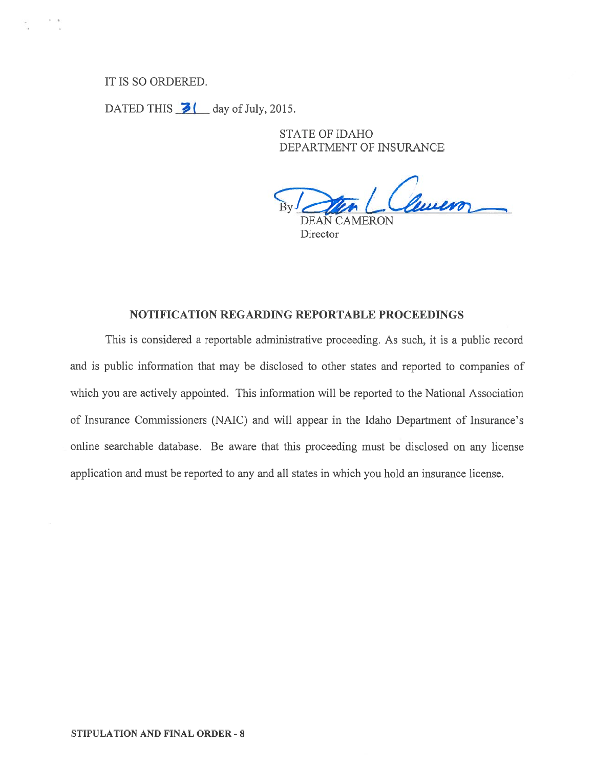IT IS SO ORDERED.

DATED THIS 31 day of July, 2015.

STATE OF IDAHO
DEPARTMENT OF INSURANCE

By Dean L. Cameron
DEAN CAMERON
Director

## NOTIFICATION REGARDING REPORTABLE PROCEEDINGS

This is considered a reportable administrative proceeding. As such, it is a public record and is public information that may be disclosed to other states and reported to companies of which you are actively appointed. This information will be reported to the National Association of Insurance Commissioners (NAIC) and will appear in the Idaho Department of Insurance's online searchable database. Be aware that this proceeding must be disclosed on any license application and must be reported to any and all states in which you hold an insurance license.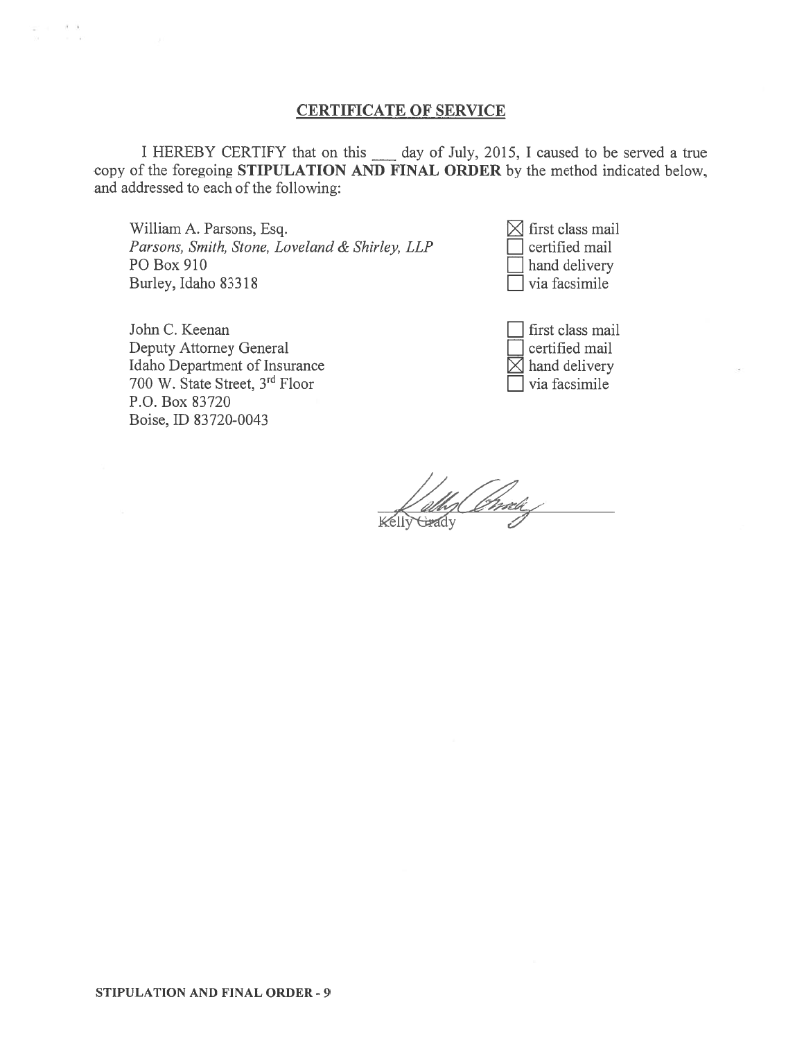## CERTIFICATE OF SERVICE

I HEREBY CERTIFY that on this \_\_\_ day of July, 2015, I caused to be served a true copy of the foregoing **STIPULATION AND FINAL ORDER** by the method indicated below, and addressed to each of the following:

William A. Parsons, Esq.
*Parsons, Smith, Stone, Loveland & Shirley, LLP*
PO Box 910
Burley, Idaho 83318

☒ first class mail
☐ certified mail
☐ hand delivery
☐ via facsimile

John C. Keenan
Deputy Attorney General
Idaho Department of Insurance
700 W. State Street, 3rd Floor
P.O. Box 83720
Boise, ID 83720-0043

☐ first class mail
☐ certified mail
☒ hand delivery
☐ via facsimile

Kelly Grady

**STIPULATION AND FINAL ORDER - 9**